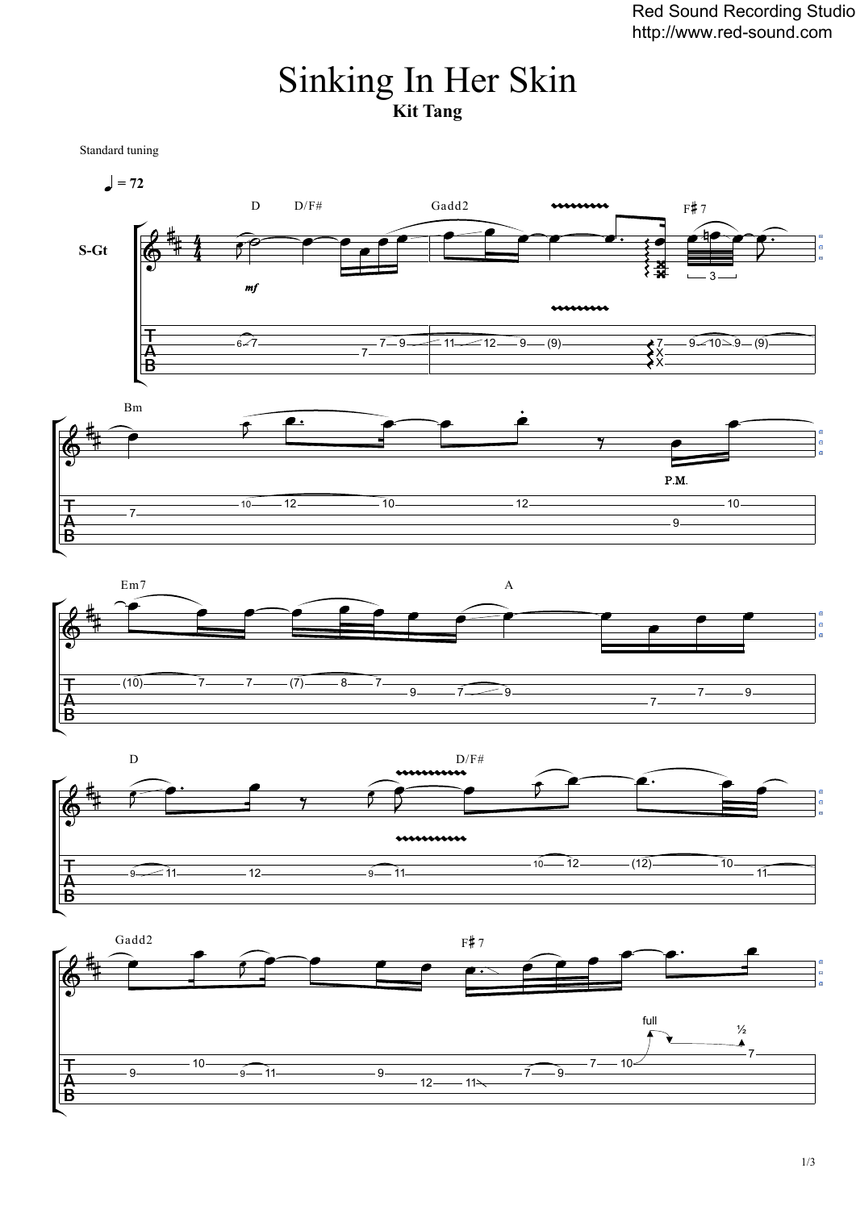# Sinking In Her Skin

**Kit Tang**

Standard tuning

♩ = 72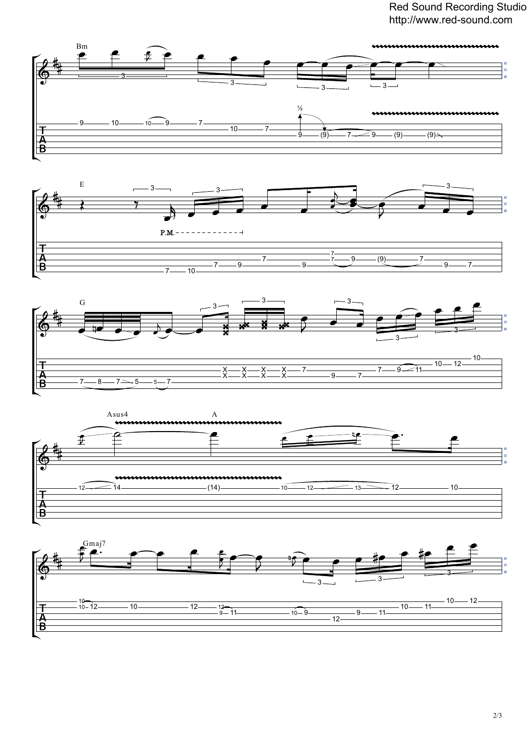Bm

E

P.M.

G

Asus4

A

Gmaj7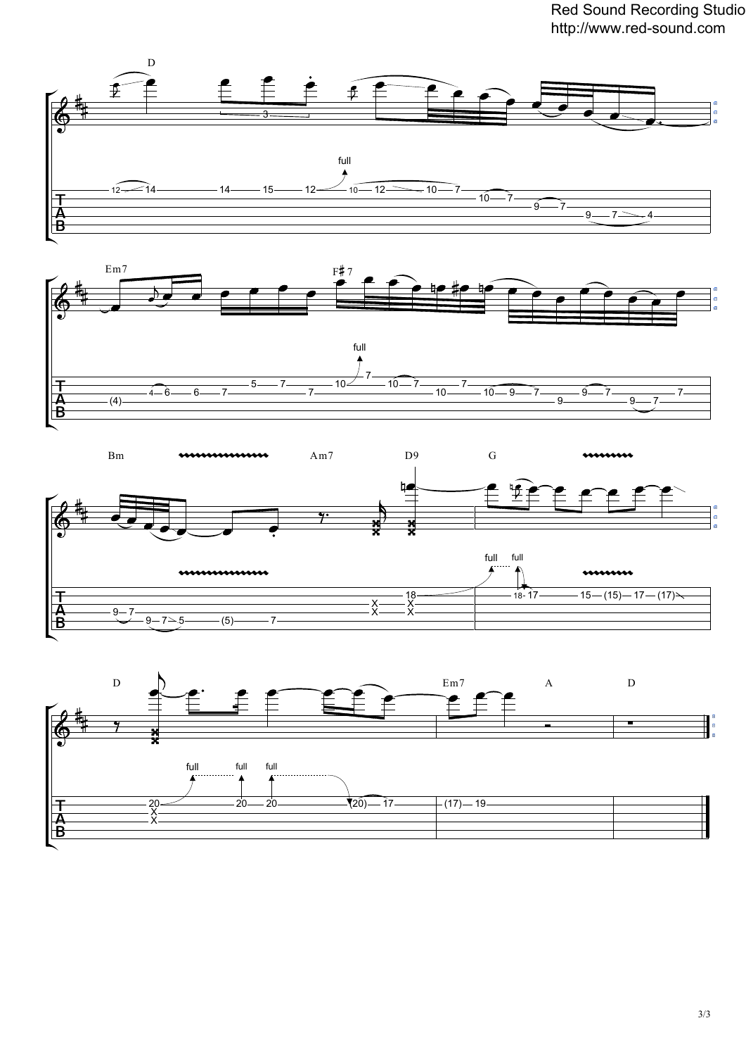D

full

Em7 F♯7

full

Bm Am7 D9 G

full full

D Em7 A D

full full full